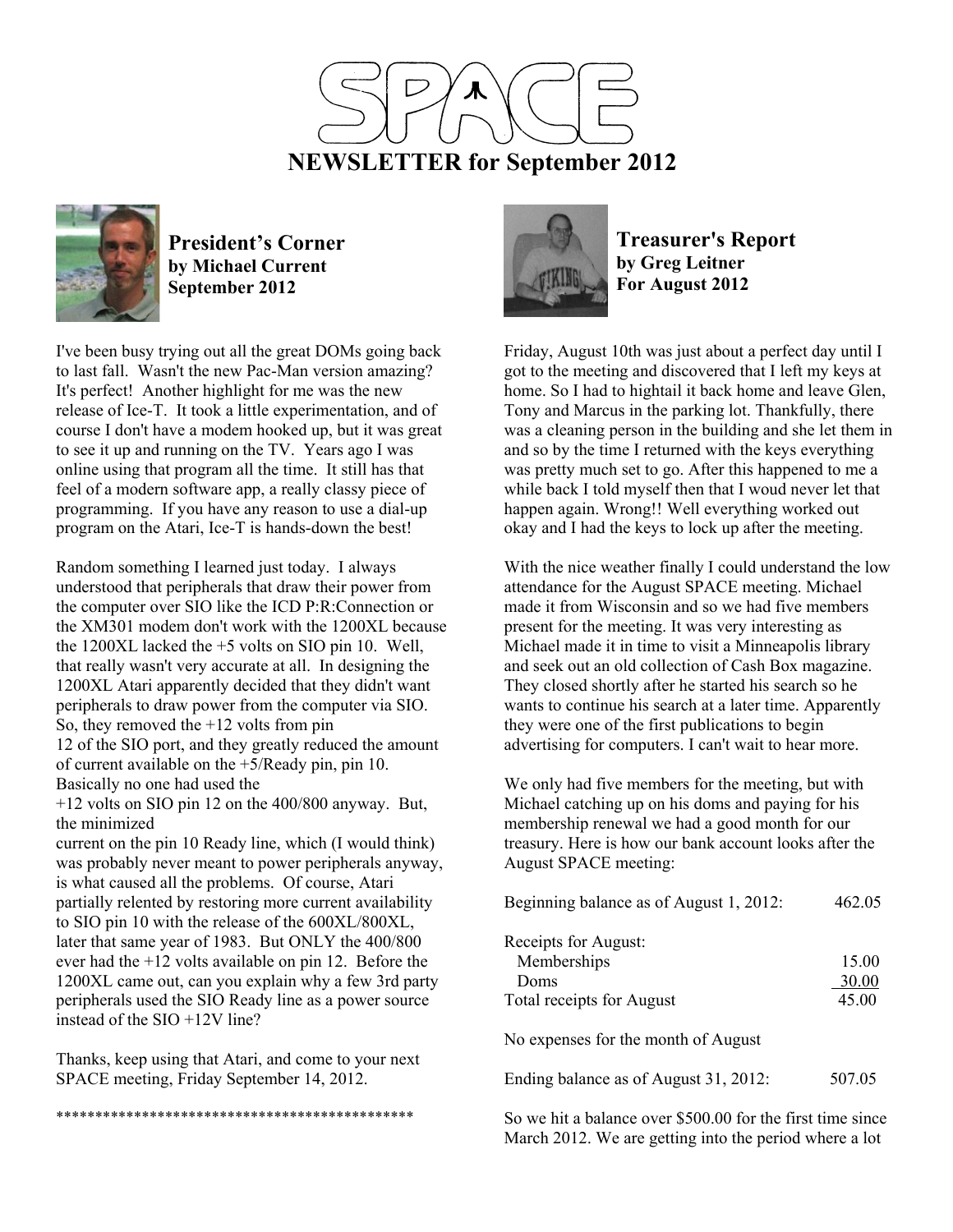# SPACE

# NEWSLETTER for September 2012

## President's Corner
**by Michael Current**
**September 2012**

I've been busy trying out all the great DOMs going back to last fall. Wasn't the new Pac-Man version amazing? It's perfect! Another highlight for me was the new release of Ice-T. It took a little experimentation, and of course I don't have a modem hooked up, but it was great to see it up and running on the TV. Years ago I was online using that program all the time. It still has that feel of a modern software app, a really classy piece of programming. If you have any reason to use a dial-up program on the Atari, Ice-T is hands-down the best!

Random something I learned just today. I always understood that peripherals that draw their power from the computer over SIO like the ICD P:R:Connection or the XM301 modem don't work with the 1200XL because the 1200XL lacked the +5 volts on SIO pin 10. Well, that really wasn't very accurate at all. In designing the 1200XL Atari apparently decided that they didn't want peripherals to draw power from the computer via SIO. So, they removed the +12 volts from pin 12 of the SIO port, and they greatly reduced the amount of current available on the +5/Ready pin, pin 10. Basically no one had used the +12 volts on SIO pin 12 on the 400/800 anyway. But, the minimized current on the pin 10 Ready line, which (I would think) was probably never meant to power peripherals anyway, is what caused all the problems. Of course, Atari partially relented by restoring more current availability to SIO pin 10 with the release of the 600XL/800XL, later that same year of 1983. But ONLY the 400/800 ever had the +12 volts available on pin 12. Before the 1200XL came out, can you explain why a few 3rd party peripherals used the SIO Ready line as a power source instead of the SIO +12V line?

Thanks, keep using that Atari, and come to your next SPACE meeting, Friday September 14, 2012.

**********************************************

## Treasurer's Report
**by Greg Leitner**
**For August 2012**

Friday, August 10th was just about a perfect day until I got to the meeting and discovered that I left my keys at home. So I had to hightail it back home and leave Glen, Tony and Marcus in the parking lot. Thankfully, there was a cleaning person in the building and she let them in and so by the time I returned with the keys everything was pretty much set to go. After this happened to me a while back I told myself then that I woud never let that happen again. Wrong!! Well everything worked out okay and I had the keys to lock up after the meeting.

With the nice weather finally I could understand the low attendance for the August SPACE meeting. Michael made it from Wisconsin and so we had five members present for the meeting. It was very interesting as Michael made it in time to visit a Minneapolis library and seek out an old collection of Cash Box magazine. They closed shortly after he started his search so he wants to continue his search at a later time. Apparently they were one of the first publications to begin advertising for computers. I can't wait to hear more.

We only had five members for the meeting, but with Michael catching up on his doms and paying for his membership renewal we had a good month for our treasury. Here is how our bank account looks after the August SPACE meeting:

| | |
|---|---|
| Beginning balance as of August 1, 2012: | 462.05 |
| Receipts for August: | |
| Memberships | 15.00 |
| Doms | 30.00 |
| Total receipts for August | 45.00 |
| No expenses for the month of August | |
| Ending balance as of August 31, 2012: | 507.05 |

So we hit a balance over $500.00 for the first time since March 2012. We are getting into the period where a lot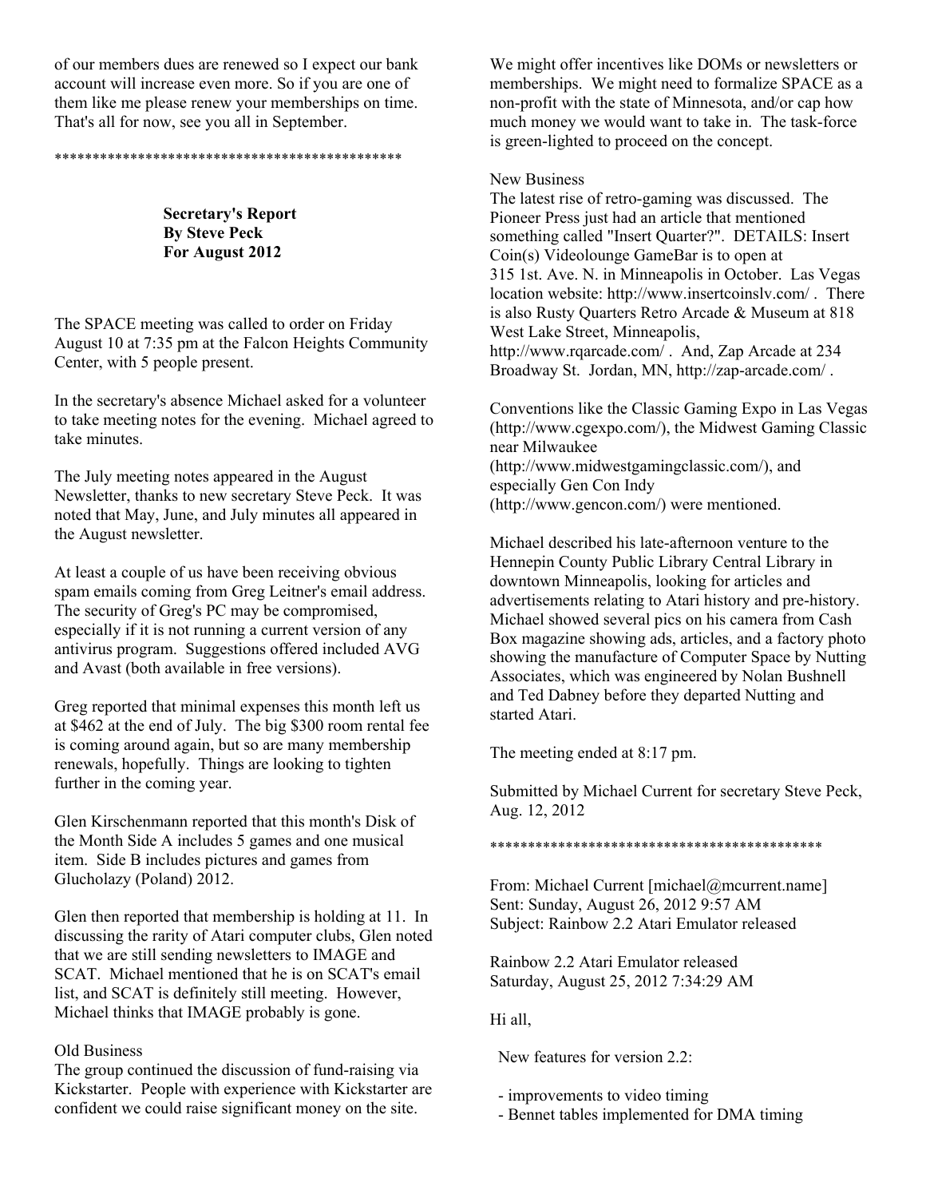of our members dues are renewed so I expect our bank account will increase even more. So if you are one of them like me please renew your memberships on time. That's all for now, see you all in September.

**********************************************

**Secretary's Report**
**By Steve Peck**
**For August 2012**

The SPACE meeting was called to order on Friday August 10 at 7:35 pm at the Falcon Heights Community Center, with 5 people present.

In the secretary's absence Michael asked for a volunteer to take meeting notes for the evening. Michael agreed to take minutes.

The July meeting notes appeared in the August Newsletter, thanks to new secretary Steve Peck. It was noted that May, June, and July minutes all appeared in the August newsletter.

At least a couple of us have been receiving obvious spam emails coming from Greg Leitner's email address. The security of Greg's PC may be compromised, especially if it is not running a current version of any antivirus program. Suggestions offered included AVG and Avast (both available in free versions).

Greg reported that minimal expenses this month left us at $462 at the end of July. The big $300 room rental fee is coming around again, but so are many membership renewals, hopefully. Things are looking to tighten further in the coming year.

Glen Kirschenmann reported that this month's Disk of the Month Side A includes 5 games and one musical item. Side B includes pictures and games from Glucholazy (Poland) 2012.

Glen then reported that membership is holding at 11. In discussing the rarity of Atari computer clubs, Glen noted that we are still sending newsletters to IMAGE and SCAT. Michael mentioned that he is on SCAT's email list, and SCAT is definitely still meeting. However, Michael thinks that IMAGE probably is gone.

Old Business
The group continued the discussion of fund-raising via Kickstarter. People with experience with Kickstarter are confident we could raise significant money on the site. We might offer incentives like DOMs or newsletters or memberships. We might need to formalize SPACE as a non-profit with the state of Minnesota, and/or cap how much money we would want to take in. The task-force is green-lighted to proceed on the concept.

New Business
The latest rise of retro-gaming was discussed. The Pioneer Press just had an article that mentioned something called "Insert Quarter?". DETAILS: Insert Coin(s) Videolounge GameBar is to open at 315 1st. Ave. N. in Minneapolis in October. Las Vegas location website: http://www.insertcoinslv.com/ . There is also Rusty Quarters Retro Arcade & Museum at 818 West Lake Street, Minneapolis, http://www.rqarcade.com/ . And, Zap Arcade at 234 Broadway St. Jordan, MN, http://zap-arcade.com/ .

Conventions like the Classic Gaming Expo in Las Vegas (http://www.cgexpo.com/), the Midwest Gaming Classic near Milwaukee (http://www.midwestgamingclassic.com/), and especially Gen Con Indy (http://www.gencon.com/) were mentioned.

Michael described his late-afternoon venture to the Hennepin County Public Library Central Library in downtown Minneapolis, looking for articles and advertisements relating to Atari history and pre-history. Michael showed several pics on his camera from Cash Box magazine showing ads, articles, and a factory photo showing the manufacture of Computer Space by Nutting Associates, which was engineered by Nolan Bushnell and Ted Dabney before they departed Nutting and started Atari.

The meeting ended at 8:17 pm.

Submitted by Michael Current for secretary Steve Peck, Aug. 12, 2012

**********************************************

From: Michael Current [michael@mcurrent.name]
Sent: Sunday, August 26, 2012 9:57 AM
Subject: Rainbow 2.2 Atari Emulator released

Rainbow 2.2 Atari Emulator released
Saturday, August 25, 2012 7:34:29 AM

Hi all,

New features for version 2.2:

- improvements to video timing
- Bennet tables implemented for DMA timing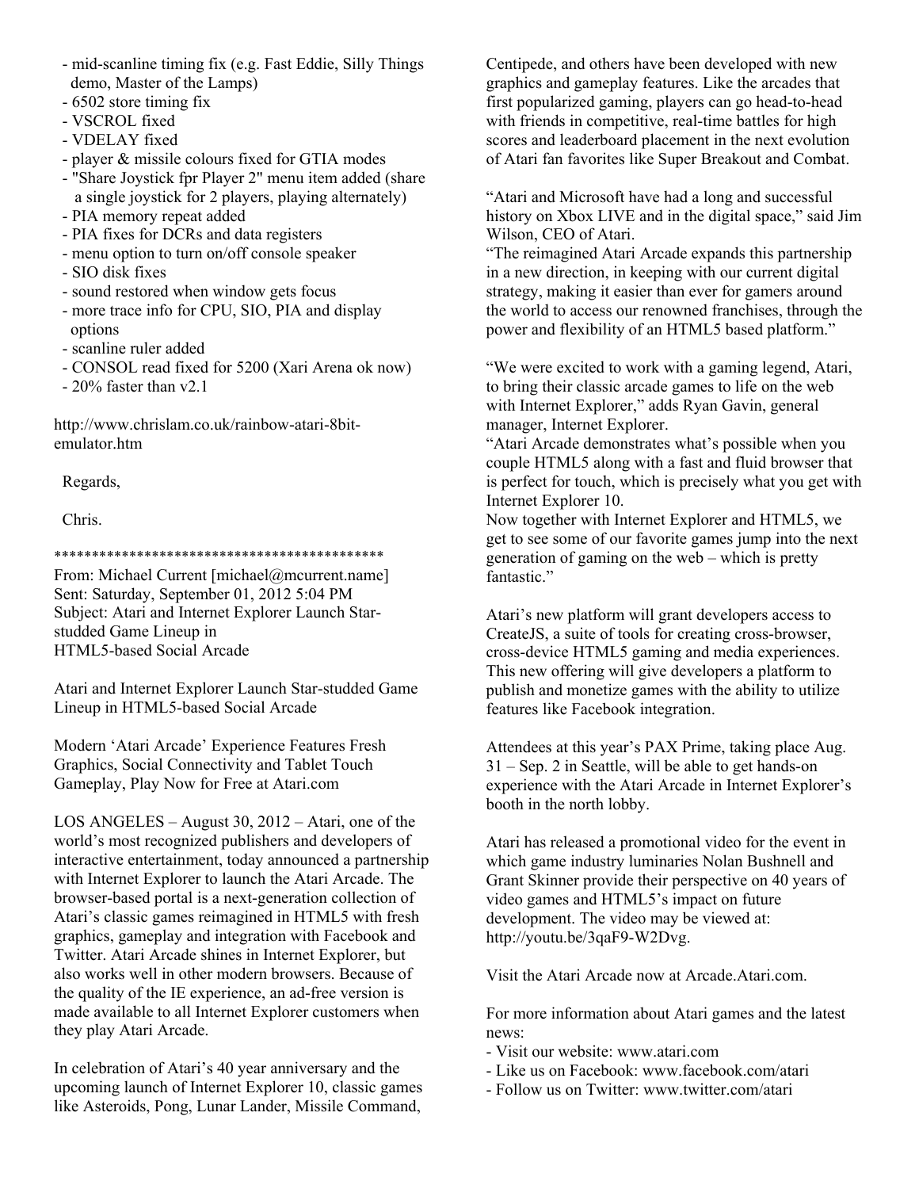- mid-scanline timing fix (e.g. Fast Eddie, Silly Things demo, Master of the Lamps)
- 6502 store timing fix
- VSCROL fixed
- VDELAY fixed
- player & missile colours fixed for GTIA modes
- "Share Joystick fpr Player 2" menu item added (share a single joystick for 2 players, playing alternately)
- PIA memory repeat added
- PIA fixes for DCRs and data registers
- menu option to turn on/off console speaker
- SIO disk fixes
- sound restored when window gets focus
- more trace info for CPU, SIO, PIA and display options
- scanline ruler added
- CONSOL read fixed for 5200 (Xari Arena ok now)
- 20% faster than v2.1

http://www.chrislam.co.uk/rainbow-atari-8bit-emulator.htm

Regards,

Chris.

********************************************

From: Michael Current [michael@mcurrent.name]
Sent: Saturday, September 01, 2012 5:04 PM
Subject: Atari and Internet Explorer Launch Star-studded Game Lineup in HTML5-based Social Arcade

Atari and Internet Explorer Launch Star-studded Game Lineup in HTML5-based Social Arcade

Modern 'Atari Arcade' Experience Features Fresh Graphics, Social Connectivity and Tablet Touch Gameplay, Play Now for Free at Atari.com

LOS ANGELES – August 30, 2012 – Atari, one of the world's most recognized publishers and developers of interactive entertainment, today announced a partnership with Internet Explorer to launch the Atari Arcade. The browser-based portal is a next-generation collection of Atari's classic games reimagined in HTML5 with fresh graphics, gameplay and integration with Facebook and Twitter. Atari Arcade shines in Internet Explorer, but also works well in other modern browsers. Because of the quality of the IE experience, an ad-free version is made available to all Internet Explorer customers when they play Atari Arcade.

In celebration of Atari's 40 year anniversary and the upcoming launch of Internet Explorer 10, classic games like Asteroids, Pong, Lunar Lander, Missile Command, Centipede, and others have been developed with new graphics and gameplay features. Like the arcades that first popularized gaming, players can go head-to-head with friends in competitive, real-time battles for high scores and leaderboard placement in the next evolution of Atari fan favorites like Super Breakout and Combat.

"Atari and Microsoft have had a long and successful history on Xbox LIVE and in the digital space," said Jim Wilson, CEO of Atari.
"The reimagined Atari Arcade expands this partnership in a new direction, in keeping with our current digital strategy, making it easier than ever for gamers around the world to access our renowned franchises, through the power and flexibility of an HTML5 based platform."

"We were excited to work with a gaming legend, Atari, to bring their classic arcade games to life on the web with Internet Explorer," adds Ryan Gavin, general manager, Internet Explorer.
"Atari Arcade demonstrates what's possible when you couple HTML5 along with a fast and fluid browser that is perfect for touch, which is precisely what you get with Internet Explorer 10.
Now together with Internet Explorer and HTML5, we get to see some of our favorite games jump into the next generation of gaming on the web – which is pretty fantastic."

Atari's new platform will grant developers access to CreateJS, a suite of tools for creating cross-browser, cross-device HTML5 gaming and media experiences. This new offering will give developers a platform to publish and monetize games with the ability to utilize features like Facebook integration.

Attendees at this year's PAX Prime, taking place Aug. 31 – Sep. 2 in Seattle, will be able to get hands-on experience with the Atari Arcade in Internet Explorer's booth in the north lobby.

Atari has released a promotional video for the event in which game industry luminaries Nolan Bushnell and Grant Skinner provide their perspective on 40 years of video games and HTML5's impact on future development. The video may be viewed at: http://youtu.be/3qaF9-W2Dvg.

Visit the Atari Arcade now at Arcade.Atari.com.

For more information about Atari games and the latest news:
- Visit our website: www.atari.com
- Like us on Facebook: www.facebook.com/atari
- Follow us on Twitter: www.twitter.com/atari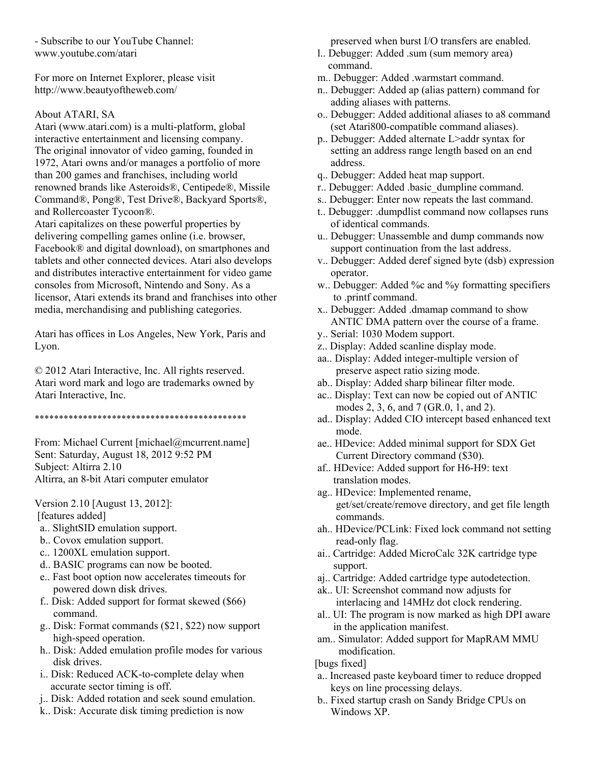- Subscribe to our YouTube Channel:
www.youtube.com/atari

For more on Internet Explorer, please visit
http://www.beautyoftheweb.com/

About ATARI, SA
Atari (www.atari.com) is a multi-platform, global interactive entertainment and licensing company. The original innovator of video gaming, founded in 1972, Atari owns and/or manages a portfolio of more than 200 games and franchises, including world renowned brands like Asteroids®, Centipede®, Missile Command®, Pong®, Test Drive®, Backyard Sports®, and Rollercoaster Tycoon®.
Atari capitalizes on these powerful properties by delivering compelling games online (i.e. browser, Facebook® and digital download), on smartphones and tablets and other connected devices. Atari also develops and distributes interactive entertainment for video game consoles from Microsoft, Nintendo and Sony. As a licensor, Atari extends its brand and franchises into other media, merchandising and publishing categories.

Atari has offices in Los Angeles, New York, Paris and Lyon.

© 2012 Atari Interactive, Inc. All rights reserved.
Atari word mark and logo are trademarks owned by Atari Interactive, Inc.

**********************************************

From: Michael Current [michael@mcurrent.name]
Sent: Saturday, August 18, 2012 9:52 PM
Subject: Altirra 2.10
Altirra, an 8-bit Atari computer emulator

Version 2.10 [August 13, 2012]:
[features added]
a.. SlightSID emulation support.
b.. Covox emulation support.
c.. 1200XL emulation support.
d.. BASIC programs can now be booted.
e.. Fast boot option now accelerates timeouts for powered down disk drives.
f.. Disk: Added support for format skewed ($66) command.
g.. Disk: Format commands ($21, $22) now support high-speed operation.
h.. Disk: Added emulation profile modes for various disk drives.
i.. Disk: Reduced ACK-to-complete delay when accurate sector timing is off.
j.. Disk: Added rotation and seek sound emulation.
k.. Disk: Accurate disk timing prediction is now preserved when burst I/O transfers are enabled.
l.. Debugger: Added .sum (sum memory area) command.
m.. Debugger: Added .warmstart command.
n.. Debugger: Added ap (alias pattern) command for adding aliases with patterns.
o.. Debugger: Added additional aliases to a8 command (set Atari800-compatible command aliases).
p.. Debugger: Added alternate L>addr syntax for setting an address range length based on an end address.
q.. Debugger: Added heat map support.
r.. Debugger: Added .basic_dumpline command.
s.. Debugger: Enter now repeats the last command.
t.. Debugger: .dumpdlist command now collapses runs of identical commands.
u.. Debugger: Unassemble and dump commands now support continuation from the last address.
v.. Debugger: Added deref signed byte (dsb) expression operator.
w.. Debugger: Added %c and %y formatting specifiers to .printf command.
x.. Debugger: Added .dmamap command to show ANTIC DMA pattern over the course of a frame.
y.. Serial: 1030 Modem support.
z.. Display: Added scanline display mode.
aa.. Display: Added integer-multiple version of preserve aspect ratio sizing mode.
ab.. Display: Added sharp bilinear filter mode.
ac.. Display: Text can now be copied out of ANTIC modes 2, 3, 6, and 7 (GR.0, 1, and 2).
ad.. Display: Added CIO intercept based enhanced text mode.
ae.. HDevice: Added minimal support for SDX Get Current Directory command ($30).
af.. HDevice: Added support for H6-H9: text translation modes.
ag.. HDevice: Implemented rename, get/set/create/remove directory, and get file length commands.
ah.. HDevice/PCLink: Fixed lock command not setting read-only flag.
ai.. Cartridge: Added MicroCalc 32K cartridge type support.
aj.. Cartridge: Added cartridge type autodetection.
ak.. UI: Screenshot command now adjusts for interlacing and 14MHz dot clock rendering.
al.. UI: The program is now marked as high DPI aware in the application manifest.
am.. Simulator: Added support for MapRAM MMU modification.

[bugs fixed]
a.. Increased paste keyboard timer to reduce dropped keys on line processing delays.
b.. Fixed startup crash on Sandy Bridge CPUs on Windows XP.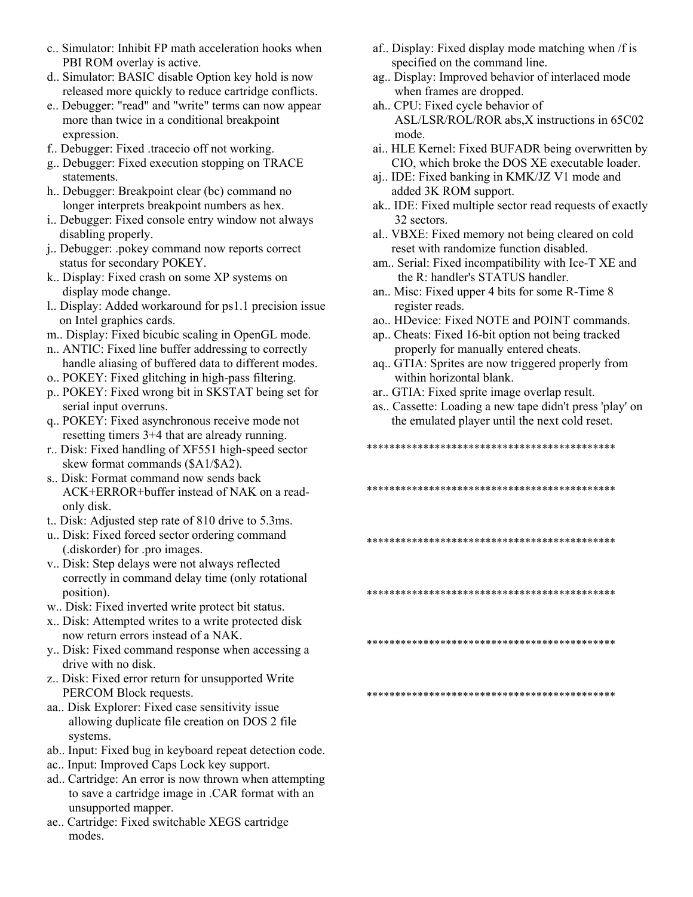c.. Simulator: Inhibit FP math acceleration hooks when PBI ROM overlay is active.
d.. Simulator: BASIC disable Option key hold is now released more quickly to reduce cartridge conflicts.
e.. Debugger: "read" and "write" terms can now appear more than twice in a conditional breakpoint expression.
f.. Debugger: Fixed .tracecio off not working.
g.. Debugger: Fixed execution stopping on TRACE statements.
h.. Debugger: Breakpoint clear (bc) command no longer interprets breakpoint numbers as hex.
i.. Debugger: Fixed console entry window not always disabling properly.
j.. Debugger: .pokey command now reports correct status for secondary POKEY.
k.. Display: Fixed crash on some XP systems on display mode change.
l.. Display: Added workaround for ps1.1 precision issue on Intel graphics cards.
m.. Display: Fixed bicubic scaling in OpenGL mode.
n.. ANTIC: Fixed line buffer addressing to correctly handle aliasing of buffered data to different modes.
o.. POKEY: Fixed glitching in high-pass filtering.
p.. POKEY: Fixed wrong bit in SKSTAT being set for serial input overruns.
q.. POKEY: Fixed asynchronous receive mode not resetting timers 3+4 that are already running.
r.. Disk: Fixed handling of XF551 high-speed sector skew format commands ($A1/$A2).
s.. Disk: Format command now sends back ACK+ERROR+buffer instead of NAK on a read-only disk.
t.. Disk: Adjusted step rate of 810 drive to 5.3ms.
u.. Disk: Fixed forced sector ordering command (.diskorder) for .pro images.
v.. Disk: Step delays were not always reflected correctly in command delay time (only rotational position).
w.. Disk: Fixed inverted write protect bit status.
x.. Disk: Attempted writes to a write protected disk now return errors instead of a NAK.
y.. Disk: Fixed command response when accessing a drive with no disk.
z.. Disk: Fixed error return for unsupported Write PERCOM Block requests.
aa.. Disk Explorer: Fixed case sensitivity issue allowing duplicate file creation on DOS 2 file systems.
ab.. Input: Fixed bug in keyboard repeat detection code.
ac.. Input: Improved Caps Lock key support.
ad.. Cartridge: An error is now thrown when attempting to save a cartridge image in .CAR format with an unsupported mapper.
ae.. Cartridge: Fixed switchable XEGS cartridge modes.
af.. Display: Fixed display mode matching when /f is specified on the command line.
ag.. Display: Improved behavior of interlaced mode when frames are dropped.
ah.. CPU: Fixed cycle behavior of ASL/LSR/ROL/ROR abs,X instructions in 65C02 mode.
ai.. HLE Kernel: Fixed BUFADR being overwritten by CIO, which broke the DOS XE executable loader.
aj.. IDE: Fixed banking in KMK/JZ V1 mode and added 3K ROM support.
ak.. IDE: Fixed multiple sector read requests of exactly 32 sectors.
al.. VBXE: Fixed memory not being cleared on cold reset with randomize function disabled.
am.. Serial: Fixed incompatibility with Ice-T XE and the R: handler's STATUS handler.
an.. Misc: Fixed upper 4 bits for some R-Time 8 register reads.
ao.. HDevice: Fixed NOTE and POINT commands.
ap.. Cheats: Fixed 16-bit option not being tracked properly for manually entered cheats.
aq.. GTIA: Sprites are now triggered properly from within horizontal blank.
ar.. GTIA: Fixed sprite image overlap result.
as.. Cassette: Loading a new tape didn't press 'play' on the emulated player until the next cold reset.

********************************************

********************************************

********************************************

********************************************

********************************************

********************************************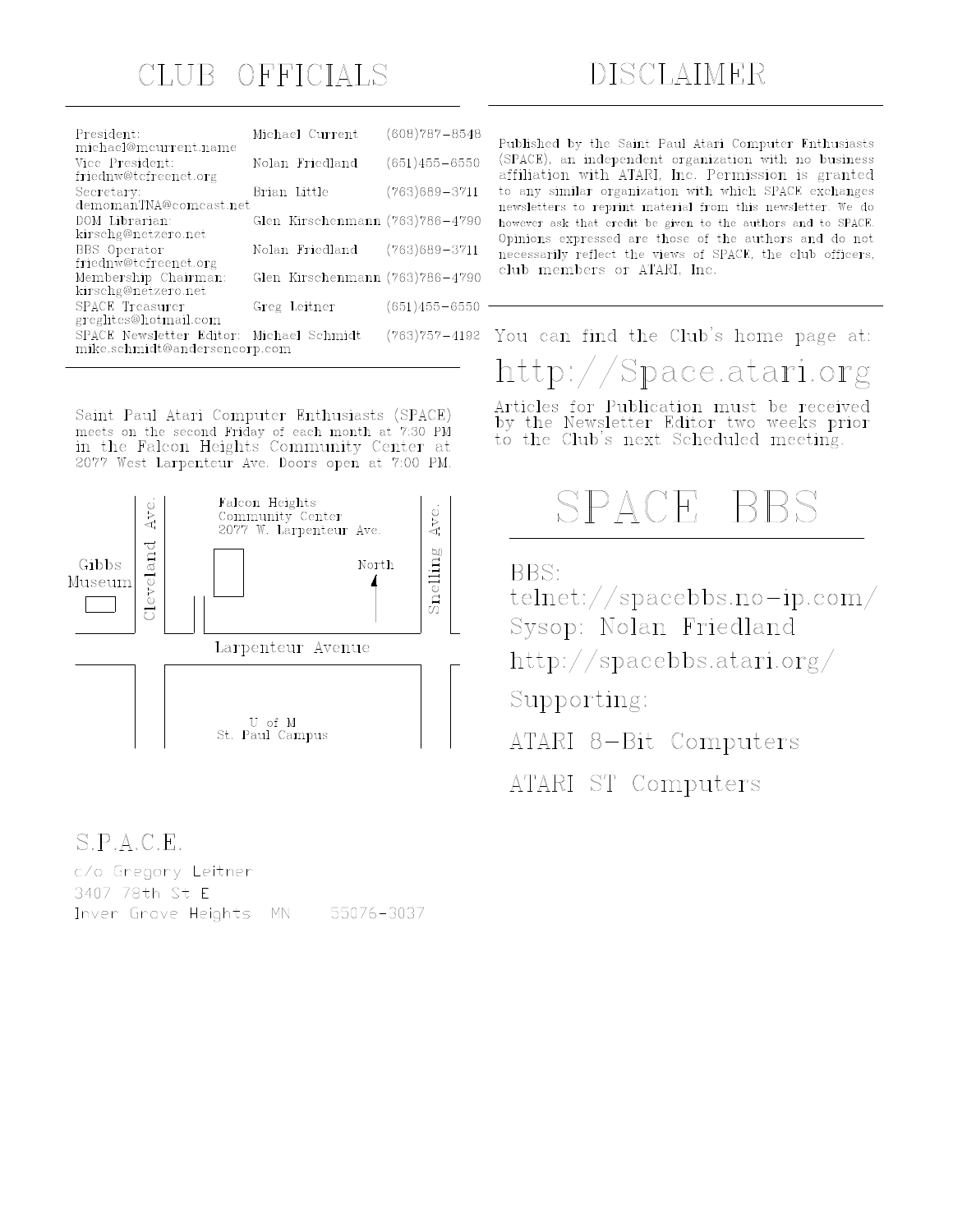# CLUB OFFICIALS

| | | |
|---|---|---|
| President: michael@mcurrent.name | Michael Current | (608)787-8548 |
| Vice President: friednw@tcfreenet.org | Nolan Friedland | (651)455-6550 |
| Secretary: demomanTNA@comcast.net | Brian Little | (763)689-3711 |
| DOM Librarian: kirschg@netzero.net | Glen Kirschenmann | (763)786-4790 |
| BBS Operator friednw@tcfreenet.org | Nolan Friedland | (763)689-3711 |
| Membership Chairman: kirschg@netzero.net | Glen Kirschenmann | (763)786-4790 |
| SPACE Treasurer greglites@hotmail.com | Greg Leitner | (651)455-6550 |
| SPACE Newsletter Editor: mike.schmidt@andersencorp.com | Michael Schmidt | (763)757-4192 |

Saint Paul Atari Computer Enthusiasts (SPACE) meets on the second Friday of each month at 7:30 PM in the Falcon Heights Community Center at 2077 West Larpenteur Ave. Doors open at 7:00 PM.

Gibbs Museum

Cleveland Ave.

Falcon Heights Community Center 2077 W. Larpenteur Ave.

North

Snelling Ave.

Larpenteur Avenue

U of M St. Paul Campus

# DISCLAIMER

Published by the Saint Paul Atari Computer Enthusiasts (SPACE), an independent organization with no business affiliation with ATARI, Inc. Permission is granted to any similar organization with which SPACE exchanges newsletters to reprint material from this newsletter. We do however ask that credit be given to the authors and to SPACE. Opinions expressed are those of the authors and do not necessarily reflect the views of SPACE, the club officers, club members or ATARI, Inc.

You can find the Club's home page at:

http://Space.atari.org

Articles for Publication must be received by the Newsletter Editor two weeks prior to the Club's next Scheduled meeting.

# SPACE BBS

BBS: telnet://spacebbs.no-ip.com/

Sysop: Nolan Friedland

http://spacebbs.atari.org/

Supporting:

ATARI 8-Bit Computers

ATARI ST Computers

S.P.A.C.E.
c/o Gregory Leitner
3407 78th St E
Inver Grove Heights MN 55076-3037